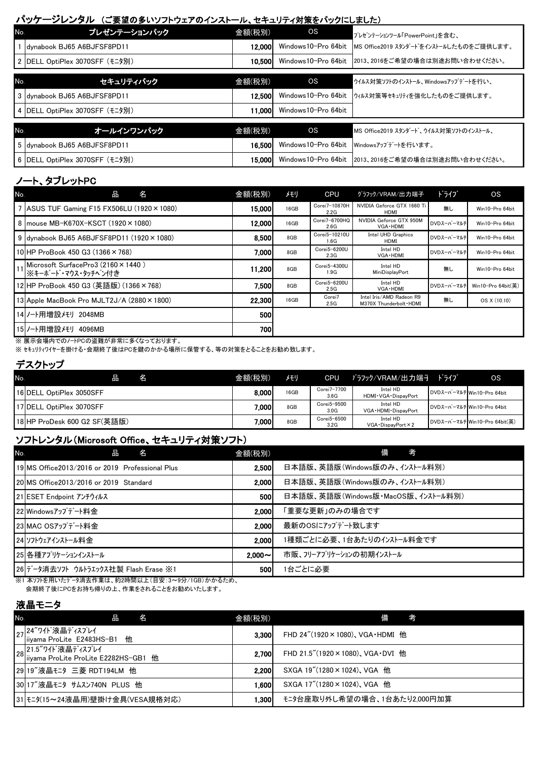## パッケージレンタル （ご要望の多いソフトウェアのインストール、セキュリティ対策をパックにしました）

| No. | プレゼンテーションパック | 金額(税別) | OS | |
|---|---|---|---|---|
| 1 | dynabook BJ65 A6BJFSF8PD11 | 12,000 | Windows10-Pro 64bit | ﾌﾟﾚｾﾞﾝﾃｰｼｮﾝﾂｰﾙ「PowerPoint」を含む、MS Office2019 ｽﾀﾝﾀﾞｰﾄﾞをｲﾝｽﾄｰﾙしたものをご提供します。 |
| 2 | DELL OptiPlex 3070SFF (モニタ別) | 10,500 | Windows10-Pro 64bit | 2013、2016をご希望の場合は別途お問い合わせください。 |

| No. | セキュリティパック | 金額(税別) | OS | |
|---|---|---|---|---|
| 3 | dynabook BJ65 A6BJFSF8PD11 | 12,500 | Windows10-Pro 64bit | ｳｲﾙｽ対策ｿﾌﾄのｲﾝｽﾄｰﾙ、Windowsｱｯﾌﾟﾃﾞｰﾄを行い、ｳｲﾙｽ対策等ｾｷｭﾘﾃｨを強化したものをご提供します。 |
| 4 | DELL OptiPlex 3070SFF (モニタ別) | 11,000 | Windows10-Pro 64bit | |

| No. | オールインワンパック | 金額(税別) | OS | |
|---|---|---|---|---|
| 5 | dynabook BJ65 A6BJFSF8PD11 | 16,500 | Windows10-Pro 64bit | MS Office2019 ｽﾀﾝﾀﾞｰﾄﾞ、ｳｲﾙｽ対策ｿﾌﾄのｲﾝｽﾄｰﾙ、Windowsｱｯﾌﾟﾃﾞｰﾄを行います。 |
| 6 | DELL OptiPlex 3070SFF (モニタ別) | 15,000 | Windows10-Pro 64bit | 2013、2016をご希望の場合は別途お問い合わせください。 |

## ノート、タブレットPC

| No. | 品名 | 金額(税別) | ﾒﾓﾘ | CPU | ｸﾞﾗﾌｨｯｸ/VRAM/出力端子 | ﾄﾞﾗｲﾌﾞ | OS |
|---|---|---|---|---|---|---|---|
| 7 | ASUS TUF Gaming F15 FX506LU (1920×1080) | 15,000 | 16GB | Corei7-10870H 2.2G | NVIDIA Geforce GTX 1660 Ti HDMI | 無し | Win10-Pro 64bit |
| 8 | mouse MB-K670X-KSCT (1920×1080) | 12,000 | 16GB | Corei7-6700HQ 2.6G | NVIDIA Geforce GTX 950M VGA・HDMI | DVDｽｰﾊﾟｰﾏﾙﾁ | Win10-Pro 64bit |
| 9 | dynabook BJ65 A6BJFSF8PD11 (1920×1080) | 8,500 | 8GB | Corei5-10210U 1.6G | Intel UHD Graphics HDMI | DVDｽｰﾊﾟｰﾏﾙﾁ | Win10-Pro 64bit |
| 10 | HP ProBook 450 G3 (1366×768) | 7,000 | 8GB | Corei5-6200U 2.3G | Intel HD VGA・HDMI | DVDｽｰﾊﾟｰﾏﾙﾁ | Win10-Pro 64bit |
| 11 | Microsoft SurfacePro3 (2160×1440) ※ｷｰﾎﾞｰﾄﾞ・ﾏｳｽ・ﾀｯﾁﾍﾟﾝ付き | 11,200 | 8GB | Corei5-4300U 1.9G | Intel HD MiniDisplayPort | 無し | Win10-Pro 64bit |
| 12 | HP ProBook 450 G3 (英語版) (1366×768) | 7,500 | 8GB | Corei5-6200U 2.5G | Intel HD VGA・HDMI | DVDｽｰﾊﾟｰﾏﾙﾁ | Win10-Pro 64bit(英) |
| 13 | Apple MacBook Pro MJLT2J/A (2880×1800) | 22,300 | 16GB | Corei7 2.5G | Intel Iris/AMD Radeon R9 M370X Thunderbolt・HDMI | 無し | OS X (10.10) |
| 14 | ﾉｰﾄ用増設ﾒﾓﾘ 2048MB | 500 | | | | | |
| 15 | ﾉｰﾄ用増設ﾒﾓﾘ 4096MB | 700 | | | | | |

※ 展示会場内でのﾉｰﾄPCの盗難が非常に多くなっております。
※ ｾｷｭﾘﾃｨﾜｲﾔｰを掛ける・会期終了後はPCを鍵のかかる場所に保管する、等の対策をとることをお勧め致します。

## デスクトップ

| No. | 品名 | 金額(税別) | ﾒﾓﾘ | CPU | ｸﾞﾗﾌｨｯｸ/VRAM/出力端子 | ﾄﾞﾗｲﾌﾞ | OS |
|---|---|---|---|---|---|---|---|
| 16 | DELL OptiPlex 3050SFF | 8,000 | 16GB | Corei7-7700 3.6G | Intel HD HDMI・VGA・DispayPort | DVDｽｰﾊﾟｰﾏﾙﾁ | Win10-Pro 64bit |
| 17 | DELL OptiPlex 3070SFF | 7,000 | 8GB | Corei5-9500 3.0G | Intel HD VGA・HDMI・DispayPort | DVDｽｰﾊﾟｰﾏﾙﾁ | Win10-Pro 64bit |
| 18 | HP ProDesk 600 G2 SF(英語版) | 7,000 | 8GB | Corei5-6500 3.2G | Intel HD VGA・DispayPort×2 | DVDｽｰﾊﾟｰﾏﾙﾁ | Win10-Pro 64bit(英) |

## ソフトレンタル（Microsoft Office、セキュリティ対策ソフト）

| No. | 品名 | 金額(税別) | 備考 |
|---|---|---|---|
| 19 | MS Office2013/2016 or 2019 Professional Plus | 2,500 | 日本語版、英語版（Windows版のみ、ｲﾝｽﾄｰﾙ料別） |
| 20 | MS Office2013/2016 or 2019 Standard | 2,000 | 日本語版、英語版（Windows版のみ、ｲﾝｽﾄｰﾙ料別） |
| 21 | ESET Endpoint ｱﾝﾁｳｨﾙｽ | 500 | 日本語版、英語版（Windows版・MacOS版、ｲﾝｽﾄｰﾙ料別） |
| 22 | Windowsｱｯﾌﾟﾃﾞｰﾄ料金 | 2,000 | 「重要な更新」のみの場合です |
| 23 | MAC OSｱｯﾌﾟﾃﾞｰﾄ料金 | 2,000 | 最新のOSにｱｯﾌﾟﾃﾞｰﾄ致します |
| 24 | ｿﾌﾄｳｪｱｲﾝｽﾄｰﾙ料金 | 2,000 | 1種類ごとに必要、1台あたりのｲﾝｽﾄｰﾙ料金です |
| 25 | 各種ｱﾌﾟﾘｹｰｼｮﾝｲﾝｽﾄｰﾙ | 2,000～ | 市販、ﾌﾘｰｱﾌﾟﾘｹｰｼｮﾝの初期ｲﾝｽﾄｰﾙ |
| 26 | ﾃﾞｰﾀ消去ｿﾌﾄ ｳﾙﾄﾗｴｯｸｽ社製 Flash Erase ※1 | 500 | 1台ごとに必要 |

※1 本ｿﾌﾄを用いたﾃﾞｰﾀ消去作業は、約2時間以上（目安:3～9分/1GB）かかるため、会期終了後にPCをお持ち帰りの上、作業をされることをお勧めいたします。

## 液晶モニタ

| No. | 品名 | 金額(税別) | 備考 |
|---|---|---|---|
| 27 | 24"ﾜｲﾄﾞ液晶ﾃﾞｨｽﾌﾟﾚｲ iiyama ProLite E2483HS-B1 他 | 3,300 | FHD 24"(1920×1080)、VGA・HDMI 他 |
| 28 | 21.5"ﾜｲﾄﾞ液晶ﾃﾞｨｽﾌﾟﾚｲ iiyama ProLite ProLite E2282HS-GB1 他 | 2,700 | FHD 21.5"(1920×1080)、VGA・DVI 他 |
| 29 | 19"液晶ﾓﾆﾀ 三菱 RDT194LM 他 | 2,200 | SXGA 19"(1280×1024)、VGA 他 |
| 30 | 17"液晶ﾓﾆﾀ ｻﾑｽﾝ740N PLUS 他 | 1,600 | SXGA 17"(1280×1024)、VGA 他 |
| 31 | ﾓﾆﾀ(15～24液晶用)壁掛け金具(VESA規格対応) | 1,300 | ﾓﾆﾀ台座取り外し希望の場合、1台あたり2,000円加算 |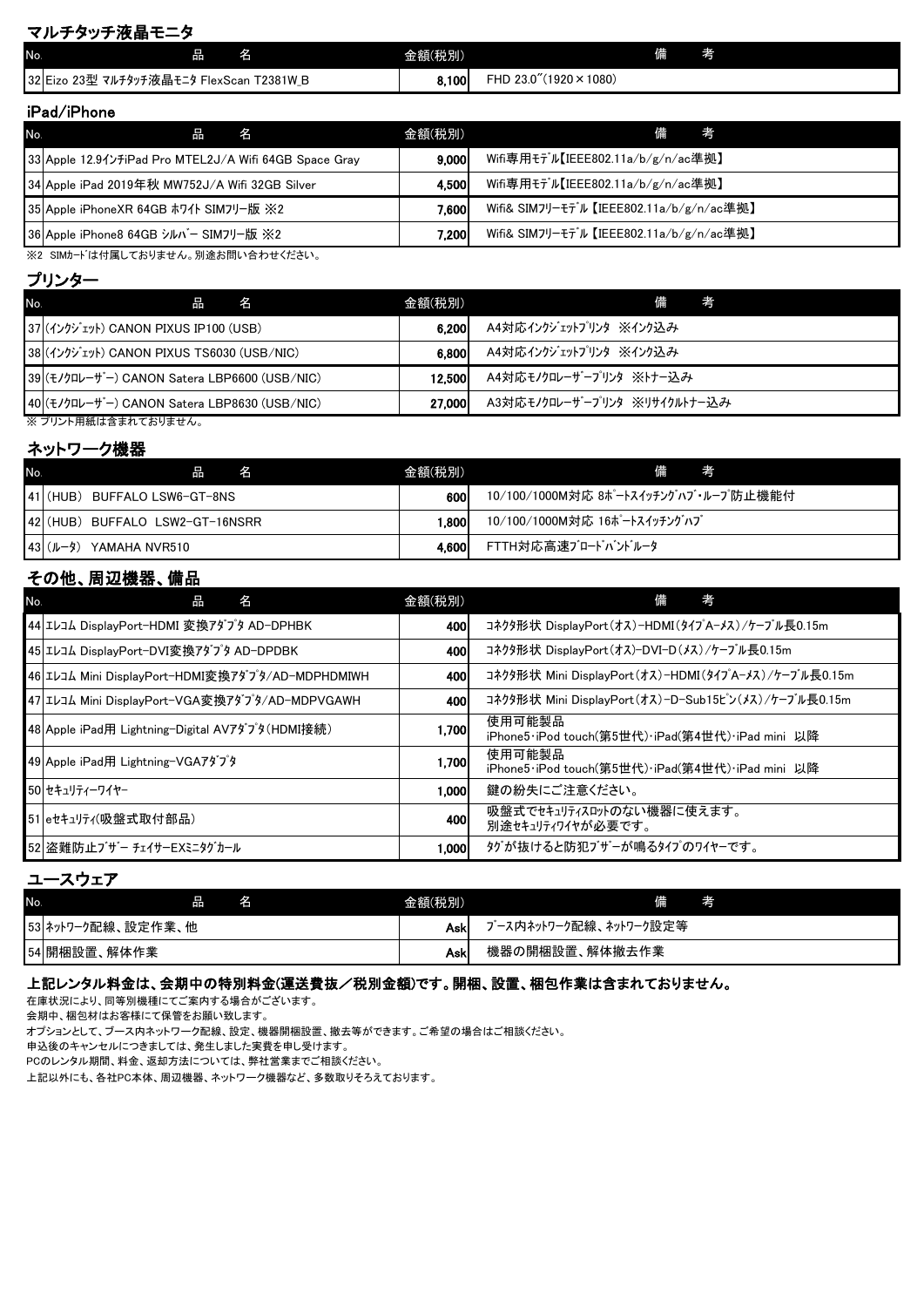## マルチタッチ液晶モニタ

| No. | 品　名 | 金額(税別) | 備　考 |
|---|---|---|---|
| 32 | Eizo 23型 マルチタッチ液晶モニタ FlexScan T2381W_B | 8,100 | FHD 23.0″(1920×1080) |

## iPad/iPhone

| No. | 品　名 | 金額(税別) | 備　考 |
|---|---|---|---|
| 33 | Apple 12.9インチiPad Pro MTEL2J/A Wifi 64GB Space Gray | 9,000 | Wifi専用ﾓﾃﾞﾙ【IEEE802.11a/b/g/n/ac準拠】 |
| 34 | Apple iPad 2019年秋 MW752J/A Wifi 32GB Silver | 4,500 | Wifi専用ﾓﾃﾞﾙ【IEEE802.11a/b/g/n/ac準拠】 |
| 35 | Apple iPhoneXR 64GB ﾎﾜｲﾄ SIMﾌﾘｰ版 ※2 | 7,600 | Wifi& SIMﾌﾘｰﾓﾃﾞﾙ【IEEE802.11a/b/g/n/ac準拠】 |
| 36 | Apple iPhone8 64GB ｼﾙﾊﾞｰ SIMﾌﾘｰ版 ※2 | 7,200 | Wifi& SIMﾌﾘｰﾓﾃﾞﾙ【IEEE802.11a/b/g/n/ac準拠】 |

※2 SIMｶｰﾄﾞは付属しておりません。別途お問い合わせください。

## プリンター

| No. | 品　名 | 金額(税別) | 備　考 |
|---|---|---|---|
| 37 | (ｲﾝｸｼﾞｪｯﾄ) CANON PIXUS IP100 (USB) | 6,200 | A4対応ｲﾝｸｼﾞｪｯﾄﾌﾟﾘﾝﾀ ※ｲﾝｸ込み |
| 38 | (ｲﾝｸｼﾞｪｯﾄ) CANON PIXUS TS6030 (USB/NIC) | 6,800 | A4対応ｲﾝｸｼﾞｪｯﾄﾌﾟﾘﾝﾀ ※ｲﾝｸ込み |
| 39 | (ﾓﾉｸﾛﾚｰｻﾞｰ) CANON Satera LBP6600 (USB/NIC) | 12,500 | A4対応ﾓﾉｸﾛﾚｰｻﾞｰﾌﾟﾘﾝﾀ ※ﾄﾅｰ込み |
| 40 | (ﾓﾉｸﾛﾚｰｻﾞｰ) CANON Satera LBP8630 (USB/NIC) | 27,000 | A3対応ﾓﾉｸﾛﾚｰｻﾞｰﾌﾟﾘﾝﾀ ※ﾘｻｲｸﾙﾄﾅｰ込み |

※ プリント用紙は含まれておりません。

## ネットワーク機器

| No. | 品　名 | 金額(税別) | 備　考 |
|---|---|---|---|
| 41 | (HUB)　BUFFALO LSW6-GT-8NS | 600 | 10/100/1000M対応 8ﾎﾟｰﾄｽｲｯﾁﾝｸﾞﾊﾌﾞ・ﾙｰﾌﾟ防止機能付 |
| 42 | (HUB)　BUFFALO LSW2-GT-16NSRR | 1,800 | 10/100/1000M対応 16ﾎﾟｰﾄｽｲｯﾁﾝｸﾞﾊﾌﾞ |
| 43 | (ﾙｰﾀ)　YAMAHA NVR510 | 4,600 | FTTH対応高速ﾌﾞﾛｰﾄﾞﾊﾞﾝﾄﾞﾙｰﾀ |

## その他、周辺機器、備品

| No. | 品　名 | 金額(税別) | 備　考 |
|---|---|---|---|
| 44 | ｴﾚｺﾑ DisplayPort-HDMI 変換ｱﾀﾞﾌﾟﾀ AD-DPHBK | 400 | ｺﾈｸﾀ形状 DisplayPort(ｵｽ)-HDMI(ﾀｲﾌﾟA-ﾒｽ)/ｹｰﾌﾞﾙ長0.15m |
| 45 | ｴﾚｺﾑ DisplayPort-DVI変換ｱﾀﾞﾌﾟﾀ AD-DPDBK | 400 | ｺﾈｸﾀ形状 DisplayPort(ｵｽ)-DVI-D(ﾒｽ)/ｹｰﾌﾞﾙ長0.15m |
| 46 | ｴﾚｺﾑ Mini DisplayPort-HDMI変換ｱﾀﾞﾌﾟﾀ/AD-MDPHDMIWH | 400 | ｺﾈｸﾀ形状 Mini DisplayPort(ｵｽ)-HDMI(ﾀｲﾌﾟA-ﾒｽ)/ｹｰﾌﾞﾙ長0.15m |
| 47 | ｴﾚｺﾑ Mini DisplayPort-VGA変換ｱﾀﾞﾌﾟﾀ/AD-MDPVGAWH | 400 | ｺﾈｸﾀ形状 Mini DisplayPort(ｵｽ)-D-Sub15ﾋﾟﾝ(ﾒｽ)/ｹｰﾌﾞﾙ長0.15m |
| 48 | Apple iPad用 Lightning-Digital AVｱﾀﾞﾌﾟﾀ(HDMI接続) | 1,700 | 使用可能製品<br>iPhone5･iPod touch(第5世代)･iPad(第4世代)･iPad mini 以降 |
| 49 | Apple iPad用 Lightning-VGAｱﾀﾞﾌﾟﾀ | 1,700 | 使用可能製品<br>iPhone5･iPod touch(第5世代)･iPad(第4世代)･iPad mini 以降 |
| 50 | ｾｷｭﾘﾃｨｰﾜｲﾔｰ | 1,000 | 鍵の紛失にご注意ください。 |
| 51 | eｾｷｭﾘﾃｨ(吸盤式取付部品) | 400 | 吸盤式でｾｷｭﾘﾃｨｽﾛｯﾄのない機器に使えます。<br>別途ｾｷｭﾘﾃｨﾜｲﾔが必要です。 |
| 52 | 盗難防止ﾌﾞｻﾞｰ ﾁｪｲｻｰEXﾐﾆﾀｸﾞｶｰﾙ | 1,000 | ﾀｸﾞが抜けると防犯ﾌﾞｻﾞｰが鳴るﾀｲﾌﾟのﾜｲﾔｰです。 |

## ユースウェア

| No. | 品　名 | 金額(税別) | 備　考 |
|---|---|---|---|
| 53 | ﾈｯﾄﾜｰｸ配線、設定作業、他 | Ask | ﾌﾞｰｽ内ﾈｯﾄﾜｰｸ配線、ﾈｯﾄﾜｰｸ設定等 |
| 54 | 開梱設置、解体作業 | Ask | 機器の開梱設置、解体撤去作業 |

**上記レンタル料金は、会期中の特別料金(運送費抜／税別金額)です。開梱、設置、梱包作業は含まれておりません。**

在庫状況により、同等別機種にてご案内する場合がございます。

会期中、梱包材はお客様にて保管をお願い致します。

オプションとして、ブース内ネットワーク配線、設定、機器開梱設置、撤去等ができます。ご希望の場合はご相談ください。

申込後のキャンセルにつきましては、発生しました実費を申し受けます。

PCのレンタル期間、料金、返却方法については、弊社営業までご相談ください。

上記以外にも、各社PC本体、周辺機器、ネットワーク機器など、多数取りそろえております。